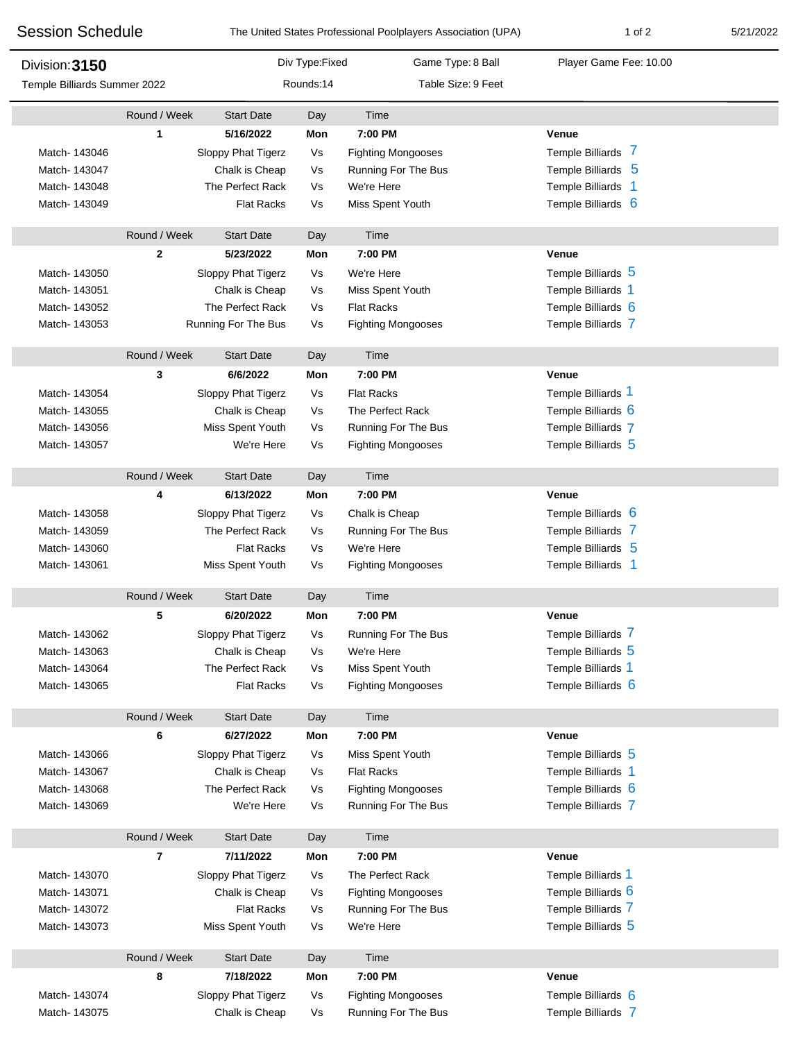# Session Schedule

The United States Professional Poolplayers Association (UPA)

5/21/2022

**Division: 3150**
Temple Billiards Summer 2022

Div Type: Fixed
Rounds: 14

Game Type: 8 Ball
Table Size: 9 Feet

Player Game Fee: 10.00

| | Round / Week | Start Date | Day | Time | Venue |
|---|---|---|---|---|---|
| | **1** | **5/16/2022** | **Mon** | **7:00 PM** | **Venue** |
| Match- 143046 | | Sloppy Phat Tigerz | Vs | Fighting Mongooses | Temple Billiards 7 |
| Match- 143047 | | Chalk is Cheap | Vs | Running For The Bus | Temple Billiards 5 |
| Match- 143048 | | The Perfect Rack | Vs | We're Here | Temple Billiards 1 |
| Match- 143049 | | Flat Racks | Vs | Miss Spent Youth | Temple Billiards 6 |

| | Round / Week | Start Date | Day | Time | Venue |
|---|---|---|---|---|---|
| | **2** | **5/23/2022** | **Mon** | **7:00 PM** | **Venue** |
| Match- 143050 | | Sloppy Phat Tigerz | Vs | We're Here | Temple Billiards 5 |
| Match- 143051 | | Chalk is Cheap | Vs | Miss Spent Youth | Temple Billiards 1 |
| Match- 143052 | | The Perfect Rack | Vs | Flat Racks | Temple Billiards 6 |
| Match- 143053 | | Running For The Bus | Vs | Fighting Mongooses | Temple Billiards 7 |

| | Round / Week | Start Date | Day | Time | Venue |
|---|---|---|---|---|---|
| | **3** | **6/6/2022** | **Mon** | **7:00 PM** | **Venue** |
| Match- 143054 | | Sloppy Phat Tigerz | Vs | Flat Racks | Temple Billiards 1 |
| Match- 143055 | | Chalk is Cheap | Vs | The Perfect Rack | Temple Billiards 6 |
| Match- 143056 | | Miss Spent Youth | Vs | Running For The Bus | Temple Billiards 7 |
| Match- 143057 | | We're Here | Vs | Fighting Mongooses | Temple Billiards 5 |

| | Round / Week | Start Date | Day | Time | Venue |
|---|---|---|---|---|---|
| | **4** | **6/13/2022** | **Mon** | **7:00 PM** | **Venue** |
| Match- 143058 | | Sloppy Phat Tigerz | Vs | Chalk is Cheap | Temple Billiards 6 |
| Match- 143059 | | The Perfect Rack | Vs | Running For The Bus | Temple Billiards 7 |
| Match- 143060 | | Flat Racks | Vs | We're Here | Temple Billiards 5 |
| Match- 143061 | | Miss Spent Youth | Vs | Fighting Mongooses | Temple Billiards 1 |

| | Round / Week | Start Date | Day | Time | Venue |
|---|---|---|---|---|---|
| | **5** | **6/20/2022** | **Mon** | **7:00 PM** | **Venue** |
| Match- 143062 | | Sloppy Phat Tigerz | Vs | Running For The Bus | Temple Billiards 7 |
| Match- 143063 | | Chalk is Cheap | Vs | We're Here | Temple Billiards 5 |
| Match- 143064 | | The Perfect Rack | Vs | Miss Spent Youth | Temple Billiards 1 |
| Match- 143065 | | Flat Racks | Vs | Fighting Mongooses | Temple Billiards 6 |

| | Round / Week | Start Date | Day | Time | Venue |
|---|---|---|---|---|---|
| | **6** | **6/27/2022** | **Mon** | **7:00 PM** | **Venue** |
| Match- 143066 | | Sloppy Phat Tigerz | Vs | Miss Spent Youth | Temple Billiards 5 |
| Match- 143067 | | Chalk is Cheap | Vs | Flat Racks | Temple Billiards 1 |
| Match- 143068 | | The Perfect Rack | Vs | Fighting Mongooses | Temple Billiards 6 |
| Match- 143069 | | We're Here | Vs | Running For The Bus | Temple Billiards 7 |

| | Round / Week | Start Date | Day | Time | Venue |
|---|---|---|---|---|---|
| | **7** | **7/11/2022** | **Mon** | **7:00 PM** | **Venue** |
| Match- 143070 | | Sloppy Phat Tigerz | Vs | The Perfect Rack | Temple Billiards 1 |
| Match- 143071 | | Chalk is Cheap | Vs | Fighting Mongooses | Temple Billiards 6 |
| Match- 143072 | | Flat Racks | Vs | Running For The Bus | Temple Billiards 7 |
| Match- 143073 | | Miss Spent Youth | Vs | We're Here | Temple Billiards 5 |

| | Round / Week | Start Date | Day | Time | Venue |
|---|---|---|---|---|---|
| | **8** | **7/18/2022** | **Mon** | **7:00 PM** | **Venue** |
| Match- 143074 | | Sloppy Phat Tigerz | Vs | Fighting Mongooses | Temple Billiards 6 |
| Match- 143075 | | Chalk is Cheap | Vs | Running For The Bus | Temple Billiards 7 |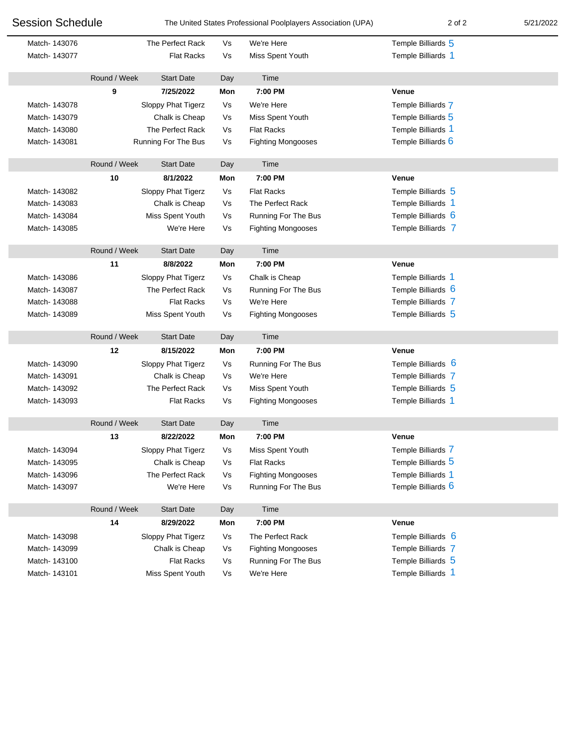| | | | | |
|---|---|---|---|---|
| Match- 143076 | The Perfect Rack | Vs | We're Here | Temple Billiards 5 |
| Match- 143077 | Flat Racks | Vs | Miss Spent Youth | Temple Billiards 1 |

| Round / Week | Start Date | Day | Time | |
|---|---|---|---|---|
| **9** | **7/25/2022** | **Mon** | **7:00 PM** | **Venue** |

| | | | | |
|---|---|---|---|---|
| Match- 143078 | Sloppy Phat Tigerz | Vs | We're Here | Temple Billiards 7 |
| Match- 143079 | Chalk is Cheap | Vs | Miss Spent Youth | Temple Billiards 5 |
| Match- 143080 | The Perfect Rack | Vs | Flat Racks | Temple Billiards 1 |
| Match- 143081 | Running For The Bus | Vs | Fighting Mongooses | Temple Billiards 6 |

| Round / Week | Start Date | Day | Time | |
|---|---|---|---|---|
| **10** | **8/1/2022** | **Mon** | **7:00 PM** | **Venue** |

| | | | | |
|---|---|---|---|---|
| Match- 143082 | Sloppy Phat Tigerz | Vs | Flat Racks | Temple Billiards 5 |
| Match- 143083 | Chalk is Cheap | Vs | The Perfect Rack | Temple Billiards 1 |
| Match- 143084 | Miss Spent Youth | Vs | Running For The Bus | Temple Billiards 6 |
| Match- 143085 | We're Here | Vs | Fighting Mongooses | Temple Billiards 7 |

| Round / Week | Start Date | Day | Time | |
|---|---|---|---|---|
| **11** | **8/8/2022** | **Mon** | **7:00 PM** | **Venue** |

| | | | | |
|---|---|---|---|---|
| Match- 143086 | Sloppy Phat Tigerz | Vs | Chalk is Cheap | Temple Billiards 1 |
| Match- 143087 | The Perfect Rack | Vs | Running For The Bus | Temple Billiards 6 |
| Match- 143088 | Flat Racks | Vs | We're Here | Temple Billiards 7 |
| Match- 143089 | Miss Spent Youth | Vs | Fighting Mongooses | Temple Billiards 5 |

| Round / Week | Start Date | Day | Time | |
|---|---|---|---|---|
| **12** | **8/15/2022** | **Mon** | **7:00 PM** | **Venue** |

| | | | | |
|---|---|---|---|---|
| Match- 143090 | Sloppy Phat Tigerz | Vs | Running For The Bus | Temple Billiards 6 |
| Match- 143091 | Chalk is Cheap | Vs | We're Here | Temple Billiards 7 |
| Match- 143092 | The Perfect Rack | Vs | Miss Spent Youth | Temple Billiards 5 |
| Match- 143093 | Flat Racks | Vs | Fighting Mongooses | Temple Billiards 1 |

| Round / Week | Start Date | Day | Time | |
|---|---|---|---|---|
| **13** | **8/22/2022** | **Mon** | **7:00 PM** | **Venue** |

| | | | | |
|---|---|---|---|---|
| Match- 143094 | Sloppy Phat Tigerz | Vs | Miss Spent Youth | Temple Billiards 7 |
| Match- 143095 | Chalk is Cheap | Vs | Flat Racks | Temple Billiards 5 |
| Match- 143096 | The Perfect Rack | Vs | Fighting Mongooses | Temple Billiards 1 |
| Match- 143097 | We're Here | Vs | Running For The Bus | Temple Billiards 6 |

| Round / Week | Start Date | Day | Time | |
|---|---|---|---|---|
| **14** | **8/29/2022** | **Mon** | **7:00 PM** | **Venue** |

| | | | | |
|---|---|---|---|---|
| Match- 143098 | Sloppy Phat Tigerz | Vs | The Perfect Rack | Temple Billiards 6 |
| Match- 143099 | Chalk is Cheap | Vs | Fighting Mongooses | Temple Billiards 7 |
| Match- 143100 | Flat Racks | Vs | Running For The Bus | Temple Billiards 5 |
| Match- 143101 | Miss Spent Youth | Vs | We're Here | Temple Billiards 1 |